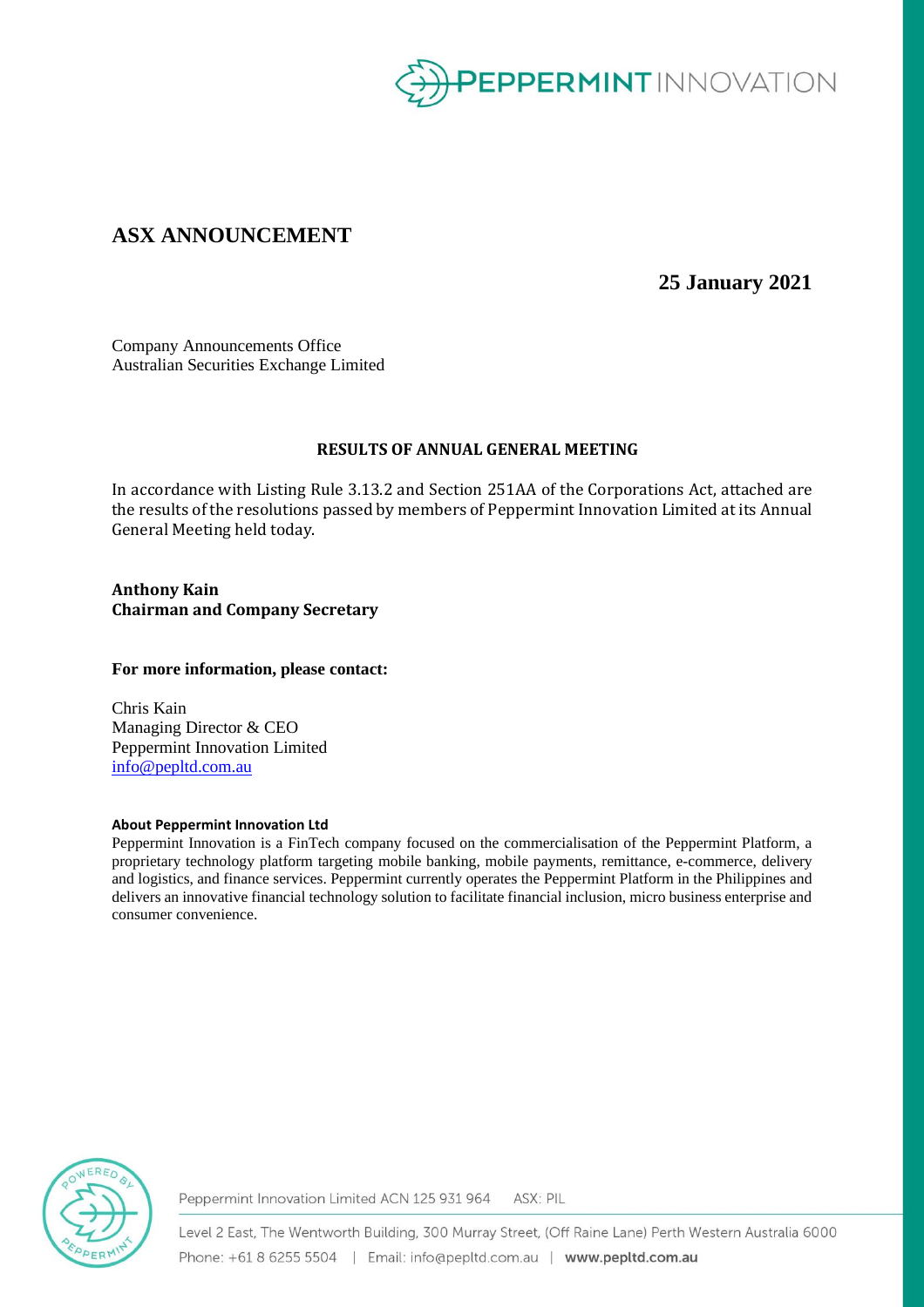# ASX ANNOUNCEMENT

**25 January 2021**

Company Announcements Office
Australian Securities Exchange Limited

**RESULTS OF ANNUAL GENERAL MEETING**

In accordance with Listing Rule 3.13.2 and Section 251AA of the Corporations Act, attached are the results of the resolutions passed by members of Peppermint Innovation Limited at its Annual General Meeting held today.

**Anthony Kain**
**Chairman and Company Secretary**

**For more information, please contact:**

Chris Kain
Managing Director & CEO
Peppermint Innovation Limited
info@pepltd.com.au

**About Peppermint Innovation Ltd**

Peppermint Innovation is a FinTech company focused on the commercialisation of the Peppermint Platform, a proprietary technology platform targeting mobile banking, mobile payments, remittance, e-commerce, delivery and logistics, and finance services. Peppermint currently operates the Peppermint Platform in the Philippines and delivers an innovative financial technology solution to facilitate financial inclusion, micro business enterprise and consumer convenience.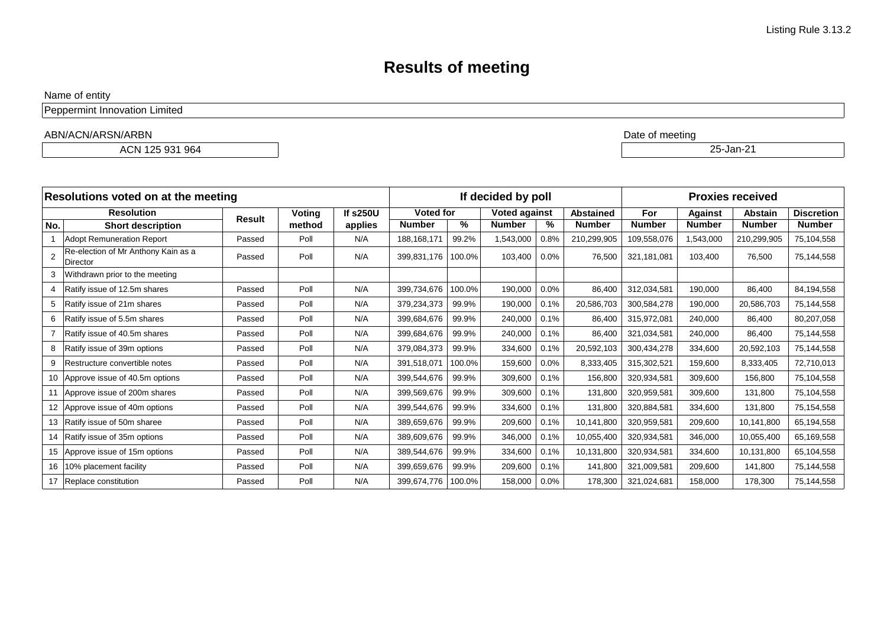Listing Rule 3.13.2

# Results of meeting

Name of entity

Peppermint Innovation Limited

ABN/ACN/ARSN/ARBN

ACN 125 931 964

Date of meeting

25-Jan-21

| Resolutions voted on at the meeting | | | | | If decided by poll | | | | | Proxies received | | | |
|---|---|---|---|---|---|---|---|---|---|---|---|---|---|
| Resolution | | Result | Voting method | If s250U applies | Voted for | | Voted against | | Abstained | For | Against | Abstain | Discretion |
| No. | Short description | | | | Number | % | Number | % | Number | Number | Number | Number | Number |
| 1 | Adopt Remuneration Report | Passed | Poll | N/A | 188,168,171 | 99.2% | 1,543,000 | 0.8% | 210,299,905 | 109,558,076 | 1,543,000 | 210,299,905 | 75,104,558 |
| 2 | Re-election of Mr Anthony Kain as a Director | Passed | Poll | N/A | 399,831,176 | 100.0% | 103,400 | 0.0% | 76,500 | 321,181,081 | 103,400 | 76,500 | 75,144,558 |
| 3 | Withdrawn prior to the meeting | | | | | | | | | | | | |
| 4 | Ratify issue of 12.5m shares | Passed | Poll | N/A | 399,734,676 | 100.0% | 190,000 | 0.0% | 86,400 | 312,034,581 | 190,000 | 86,400 | 84,194,558 |
| 5 | Ratify issue of 21m shares | Passed | Poll | N/A | 379,234,373 | 99.9% | 190,000 | 0.1% | 20,586,703 | 300,584,278 | 190,000 | 20,586,703 | 75,144,558 |
| 6 | Ratify issue of 5.5m shares | Passed | Poll | N/A | 399,684,676 | 99.9% | 240,000 | 0.1% | 86,400 | 315,972,081 | 240,000 | 86,400 | 80,207,058 |
| 7 | Ratify issue of 40.5m shares | Passed | Poll | N/A | 399,684,676 | 99.9% | 240,000 | 0.1% | 86,400 | 321,034,581 | 240,000 | 86,400 | 75,144,558 |
| 8 | Ratify issue of 39m options | Passed | Poll | N/A | 379,084,373 | 99.9% | 334,600 | 0.1% | 20,592,103 | 300,434,278 | 334,600 | 20,592,103 | 75,144,558 |
| 9 | Restructure convertible notes | Passed | Poll | N/A | 391,518,071 | 100.0% | 159,600 | 0.0% | 8,333,405 | 315,302,521 | 159,600 | 8,333,405 | 72,710,013 |
| 10 | Approve issue of 40.5m options | Passed | Poll | N/A | 399,544,676 | 99.9% | 309,600 | 0.1% | 156,800 | 320,934,581 | 309,600 | 156,800 | 75,104,558 |
| 11 | Approve issue of 200m shares | Passed | Poll | N/A | 399,569,676 | 99.9% | 309,600 | 0.1% | 131,800 | 320,959,581 | 309,600 | 131,800 | 75,104,558 |
| 12 | Approve issue of 40m options | Passed | Poll | N/A | 399,544,676 | 99.9% | 334,600 | 0.1% | 131,800 | 320,884,581 | 334,600 | 131,800 | 75,154,558 |
| 13 | Ratify issue of 50m sharee | Passed | Poll | N/A | 389,659,676 | 99.9% | 209,600 | 0.1% | 10,141,800 | 320,959,581 | 209,600 | 10,141,800 | 65,194,558 |
| 14 | Ratify issue of 35m options | Passed | Poll | N/A | 389,609,676 | 99.9% | 346,000 | 0.1% | 10,055,400 | 320,934,581 | 346,000 | 10,055,400 | 65,169,558 |
| 15 | Approve issue of 15m options | Passed | Poll | N/A | 389,544,676 | 99.9% | 334,600 | 0.1% | 10,131,800 | 320,934,581 | 334,600 | 10,131,800 | 65,104,558 |
| 16 | 10% placement facility | Passed | Poll | N/A | 399,659,676 | 99.9% | 209,600 | 0.1% | 141,800 | 321,009,581 | 209,600 | 141,800 | 75,144,558 |
| 17 | Replace constitution | Passed | Poll | N/A | 399,674,776 | 100.0% | 158,000 | 0.0% | 178,300 | 321,024,681 | 158,000 | 178,300 | 75,144,558 |